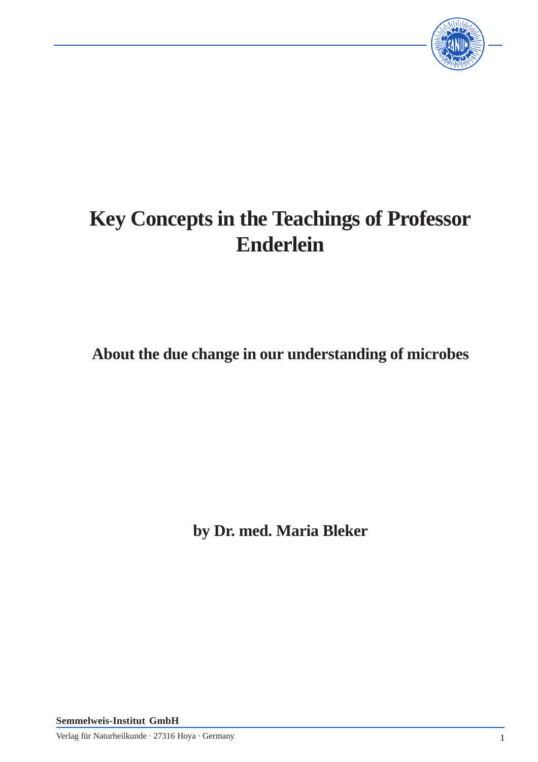# Key Concepts in the Teachings of Professor Enderlein

## About the due change in our understanding of microbes

**by Dr. med. Maria Bleker**

**Semmelweis-Institut GmbH**

Verlag für Naturheilkunde · 27316 Hoya · Germany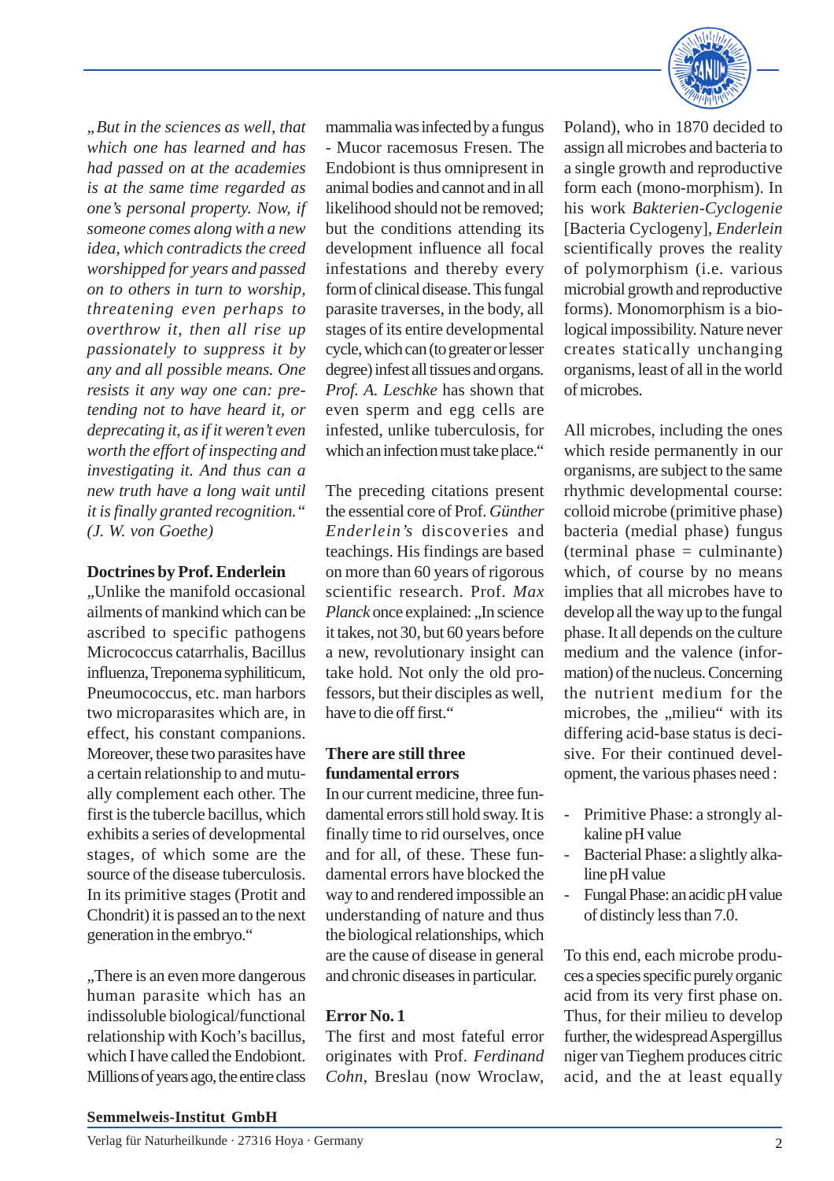*„But in the sciences as well, that which one has learned and has had passed on at the academies is at the same time regarded as one's personal property. Now, if someone comes along with a new idea, which contradicts the creed worshipped for years and passed on to others in turn to worship, threatening even perhaps to overthrow it, then all rise up passionately to suppress it by any and all possible means. One resists it any way one can: pretending not to have heard it, or deprecating it, as if it weren't even worth the effort of inspecting and investigating it. And thus can a new truth have a long wait until it is finally granted recognition." (J. W. von Goethe)*

**Doctrines by Prof. Enderlein**

„Unlike the manifold occasional ailments of mankind which can be ascribed to specific pathogens Micrococcus catarrhalis, Bacillus influenza, Treponema syphiliticum, Pneumococcus, etc. man harbors two microparasites which are, in effect, his constant companions. Moreover, these two parasites have a certain relationship to and mutually complement each other. The first is the tubercle bacillus, which exhibits a series of developmental stages, of which some are the source of the disease tuberculosis. In its primitive stages (Protit and Chondrit) it is passed an to the next generation in the embryo."

„There is an even more dangerous human parasite which has an indissoluble biological/functional relationship with Koch's bacillus, which I have called the Endobiont. Millions of years ago, the entire class mammalia was infected by a fungus - Mucor racemosus Fresen. The Endobiont is thus omnipresent in animal bodies and cannot and in all likelihood should not be removed; but the conditions attending its development influence all focal infestations and thereby every form of clinical disease. This fungal parasite traverses, in the body, all stages of its entire developmental cycle, which can (to greater or lesser degree) infest all tissues and organs. *Prof. A. Leschke* has shown that even sperm and egg cells are infested, unlike tuberculosis, for which an infection must take place."

The preceding citations present the essential core of Prof. *Günther Enderlein's* discoveries and teachings. His findings are based on more than 60 years of rigorous scientific research. Prof. *Max Planck* once explained: „In science it takes, not 30, but 60 years before a new, revolutionary insight can take hold. Not only the old professors, but their disciples as well, have to die off first."

**There are still three fundamental errors**

In our current medicine, three fundamental errors still hold sway. It is finally time to rid ourselves, once and for all, of these. These fundamental errors have blocked the way to and rendered impossible an understanding of nature and thus the biological relationships, which are the cause of disease in general and chronic diseases in particular.

**Error No. 1**

The first and most fateful error originates with Prof. *Ferdinand Cohn*, Breslau (now Wroclaw, Poland), who in 1870 decided to assign all microbes and bacteria to a single growth and reproductive form each (mono-morphism). In his work *Bakterien-Cyclogenie* [Bacteria Cyclogeny], *Enderlein* scientifically proves the reality of polymorphism (i.e. various microbial growth and reproductive forms). Monomorphism is a biological impossibility. Nature never creates statically unchanging organisms, least of all in the world of microbes.

All microbes, including the ones which reside permanently in our organisms, are subject to the same rhythmic developmental course: colloid microbe (primitive phase) bacteria (medial phase) fungus (terminal phase = culminante) which, of course by no means implies that all microbes have to develop all the way up to the fungal phase. It all depends on the culture medium and the valence (information) of the nucleus. Concerning the nutrient medium for the microbes, the „milieu" with its differing acid-base status is decisive. For their continued development, the various phases need :

- Primitive Phase: a strongly alkaline pH value
- Bacterial Phase: a slightly alkaline pH value
- Fungal Phase: an acidic pH value of distinctly less than 7.0.

To this end, each microbe produces a species specific purely organic acid from its very first phase on. Thus, for their milieu to develop further, the widespread Aspergillus niger van Tieghem produces citric acid, and the at least equally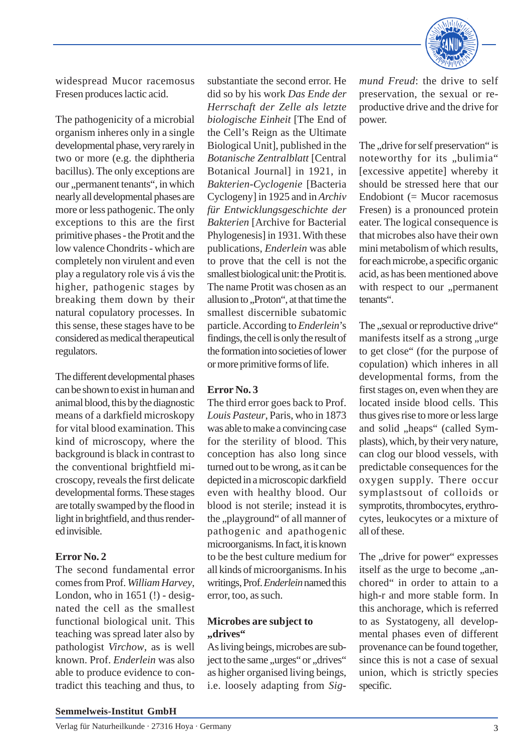widespread Mucor racemosus Fresen produces lactic acid.

The pathogenicity of a microbial organism inheres only in a single developmental phase, very rarely in two or more (e.g. the diphtheria bacillus). The only exceptions are our „permanent tenants", in which nearly all developmental phases are more or less pathogenic. The only exceptions to this are the first primitive phases - the Protit and the low valence Chondrits - which are completely non virulent and even play a regulatory role vis á vis the higher, pathogenic stages by breaking them down by their natural copulatory processes. In this sense, these stages have to be considered as medical therapeutical regulators.

The different developmental phases can be shown to exist in human and animal blood, this by the diagnostic means of a darkfield microskopy for vital blood examination. This kind of microscopy, where the background is black in contrast to the conventional brightfield microscopy, reveals the first delicate developmental forms. These stages are totally swamped by the flood in light in brightfield, and thus rendered invisible.

**Error No. 2**

The second fundamental error comes from Prof. *William Harvey*, London, who in 1651 (!) - designated the cell as the smallest functional biological unit. This teaching was spread later also by pathologist *Virchow*, as is well known. Prof. *Enderlein* was also able to produce evidence to contradict this teaching and thus, to substantiate the second error. He did so by his work *Das Ende der Herrschaft der Zelle als letzte biologische Einheit* [The End of the Cell's Reign as the Ultimate Biological Unit], published in the *Botanische Zentralblatt* [Central Botanical Journal] in 1921, in *Bakterien-Cyclogenie* [Bacteria Cyclogeny] in 1925 and in *Archiv für Entwicklungsgeschichte der Bakterien* [Archive for Bacterial Phylogenesis] in 1931. With these publications, *Enderlein* was able to prove that the cell is not the smallest biological unit: the Protit is. The name Protit was chosen as an allusion to „Proton", at that time the smallest discernible subatomic particle. According to *Enderlein*'s findings, the cell is only the result of the formation into societies of lower or more primitive forms of life.

**Error No. 3**

The third error goes back to Prof. *Louis Pasteur*, Paris, who in 1873 was able to make a convincing case for the sterility of blood. This conception has also long since turned out to be wrong, as it can be depicted in a microscopic darkfield even with healthy blood. Our blood is not sterile; instead it is the „playground" of all manner of pathogenic and apathogenic microorganisms. In fact, it is known to be the best culture medium for all kinds of microorganisms. In his writings, Prof. *Enderlein* named this error, too, as such.

**Microbes are subject to „drives"**

As living beings, microbes are subject to the same „urges" or „drives" as higher organised living beings, i.e. loosely adapting from *Sigmund Freud*: the drive to self preservation, the sexual or reproductive drive and the drive for power.

The „drive for self preservation" is noteworthy for its „bulimia" [excessive appetite] whereby it should be stressed here that our Endobiont (= Mucor racemosus Fresen) is a pronounced protein eater. The logical consequence is that microbes also have their own mini metabolism of which results, for each microbe, a specific organic acid, as has been mentioned above with respect to our „permanent tenants".

The „sexual or reproductive drive" manifests itself as a strong „urge to get close" (for the purpose of copulation) which inheres in all developmental forms, from the first stages on, even when they are located inside blood cells. This thus gives rise to more or less large and solid „heaps" (called Symplasts), which, by their very nature, can clog our blood vessels, with predictable consequences for the oxygen supply. There occur symplastsout of colloids or symprotits, thrombocytes, erythrocytes, leukocytes or a mixture of all of these.

The „drive for power" expresses itself as the urge to become „anchored" in order to attain to a high-r and more stable form. In this anchorage, which is referred to as Systatogeny, all developmental phases even of different provenance can be found together, since this is not a case of sexual union, which is strictly species specific.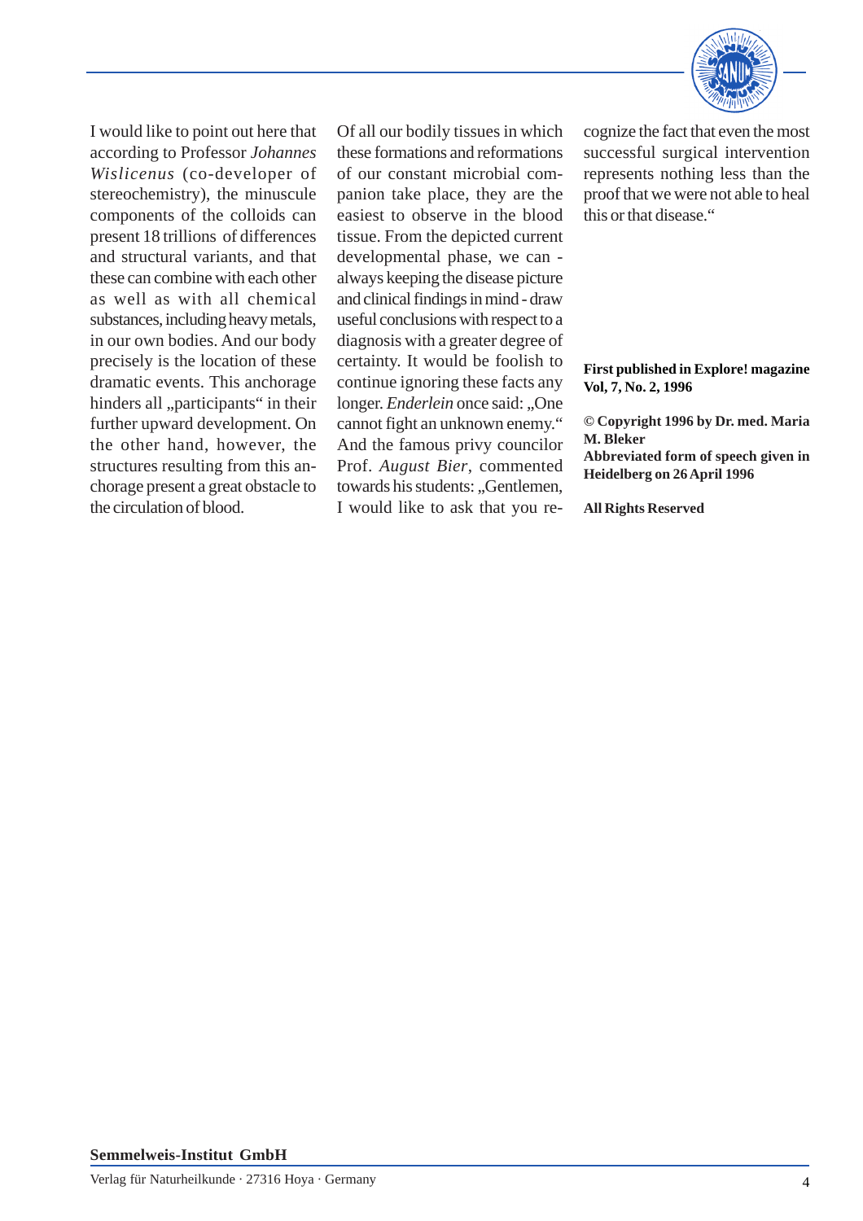I would like to point out here that according to Professor *Johannes Wislicenus* (co-developer of stereochemistry), the minuscule components of the colloids can present 18 trillions of differences and structural variants, and that these can combine with each other as well as with all chemical substances, including heavy metals, in our own bodies. And our body precisely is the location of these dramatic events. This anchorage hinders all „participants“ in their further upward development. On the other hand, however, the structures resulting from this anchorage present a great obstacle to the circulation of blood.

Of all our bodily tissues in which these formations and reformations of our constant microbial companion take place, they are the easiest to observe in the blood tissue. From the depicted current developmental phase, we can - always keeping the disease picture and clinical findings in mind - draw useful conclusions with respect to a diagnosis with a greater degree of certainty. It would be foolish to continue ignoring these facts any longer. *Enderlein* once said: „One cannot fight an unknown enemy.“ And the famous privy councilor Prof. *August Bier*, commented towards his students: „Gentlemen, I would like to ask that you recognize the fact that even the most successful surgical intervention represents nothing less than the proof that we were not able to heal this or that disease.“

**First published in Explore! magazine Vol, 7, No. 2, 1996**

**© Copyright 1996 by Dr. med. Maria M. Bleker**
**Abbreviated form of speech given in Heidelberg on 26 April 1996**

**All Rights Reserved**

**Semmelweis-Institut GmbH**

Verlag für Naturheilkunde · 27316 Hoya · Germany